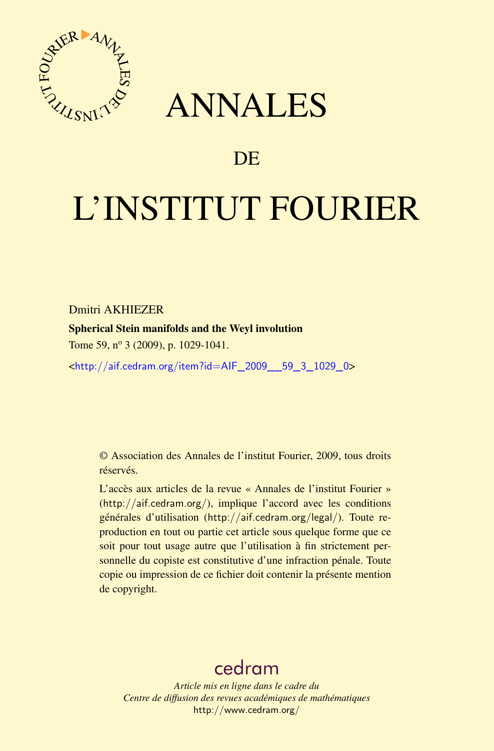# ANNALES

## DE

# L'INSTITUT FOURIER

Dmitri AKHIEZER

**Spherical Stein manifolds and the Weyl involution**

Tome 59, nº 3 (2009), p. 1029-1041.

<http://aif.cedram.org/item?id=AIF_2009__59_3_1029_0>

© Association des Annales de l'institut Fourier, 2009, tous droits réservés.

L'accès aux articles de la revue « Annales de l'institut Fourier » (http://aif.cedram.org/), implique l'accord avec les conditions générales d'utilisation (http://aif.cedram.org/legal/). Toute reproduction en tout ou partie cet article sous quelque forme que ce soit pour tout usage autre que l'utilisation à fin strictement personnelle du copiste est constitutive d'une infraction pénale. Toute copie ou impression de ce fichier doit contenir la présente mention de copyright.

cedram

*Article mis en ligne dans le cadre du*
*Centre de diffusion des revues académiques de mathématiques*
http://www.cedram.org/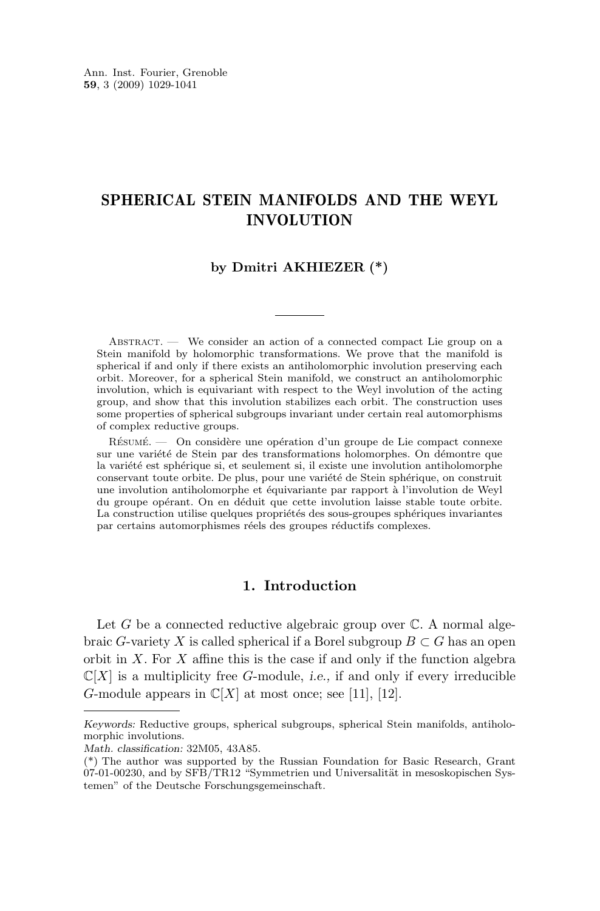Ann. Inst. Fourier, Grenoble
**59**, 3 (2009) 1029-1041

# SPHERICAL STEIN MANIFOLDS AND THE WEYL INVOLUTION

**by Dmitri AKHIEZER (*)**

Abstract. — We consider an action of a connected compact Lie group on a Stein manifold by holomorphic transformations. We prove that the manifold is spherical if and only if there exists an antiholomorphic involution preserving each orbit. Moreover, for a spherical Stein manifold, we construct an antiholomorphic involution, which is equivariant with respect to the Weyl involution of the acting group, and show that this involution stabilizes each orbit. The construction uses some properties of spherical subgroups invariant under certain real automorphisms of complex reductive groups.

Résumé. — On considère une opération d'un groupe de Lie compact connexe sur une variété de Stein par des transformations holomorphes. On démontre que la variété est sphérique si, et seulement si, il existe une involution antiholomorphe conservant toute orbite. De plus, pour une variété de Stein sphérique, on construit une involution antiholomorphe et équivariante par rapport à l'involution de Weyl du groupe opérant. On en déduit que cette involution laisse stable toute orbite. La construction utilise quelques propriétés des sous-groupes sphériques invariantes par certains automorphismes réels des groupes réductifs complexes.

## 1. Introduction

Let $G$ be a connected reductive algebraic group over $\mathbb{C}$. A normal algebraic $G$-variety $X$ is called spherical if a Borel subgroup $B \subset G$ has an open orbit in $X$. For $X$ affine this is the case if and only if the function algebra $\mathbb{C}[X]$ is a multiplicity free $G$-module, *i.e.,* if and only if every irreducible $G$-module appears in $\mathbb{C}[X]$ at most once; see [11], [12].

*Keywords:* Reductive groups, spherical subgroups, spherical Stein manifolds, antiholomorphic involutions.
*Math. classification:* 32M05, 43A85.
(*) The author was supported by the Russian Foundation for Basic Research, Grant 07-01-00230, and by SFB/TR12 "Symmetrien und Universalität in mesoskopischen Systemen" of the Deutsche Forschungsgemeinschaft.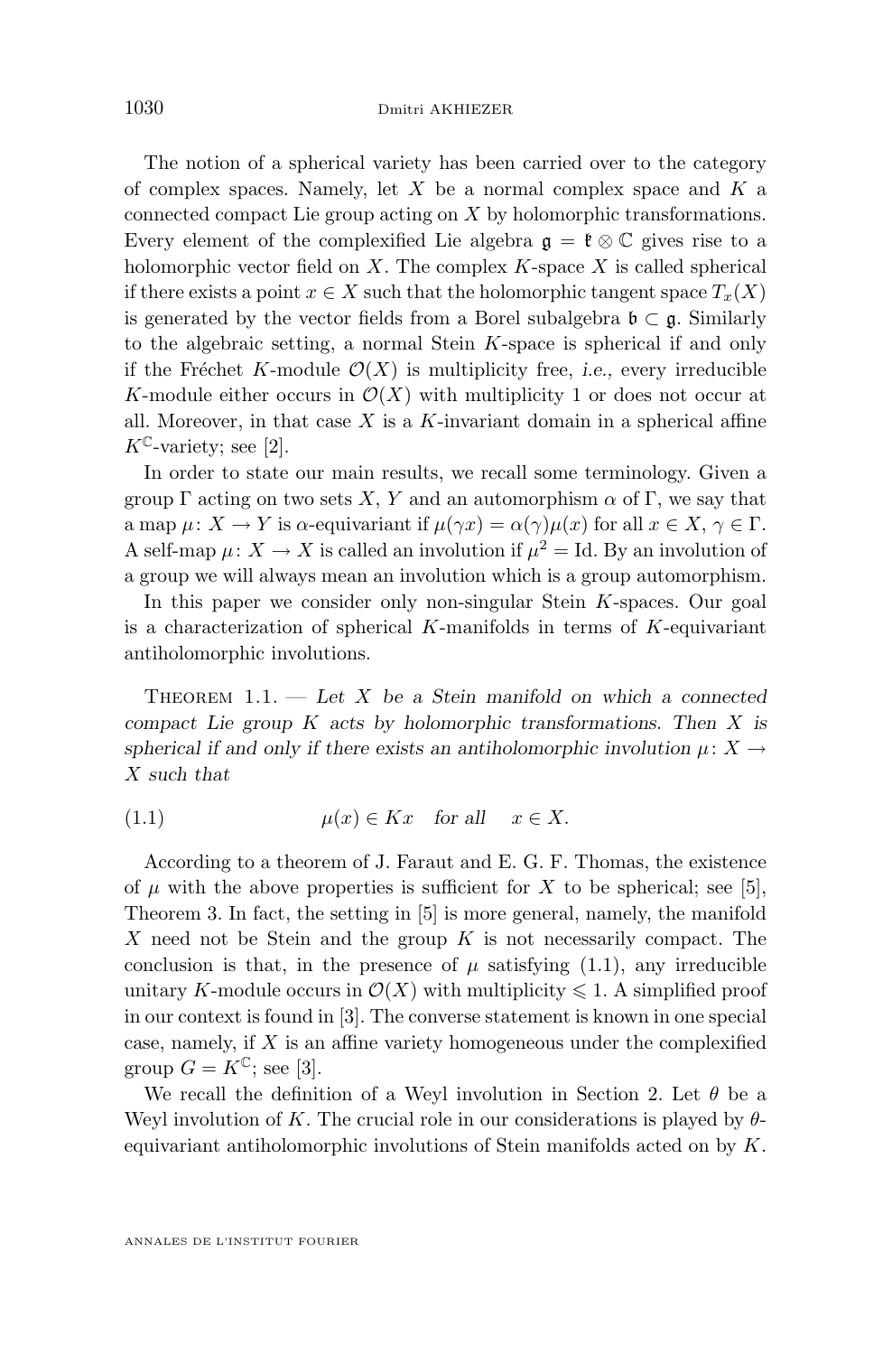The notion of a spherical variety has been carried over to the category of complex spaces. Namely, let $X$ be a normal complex space and $K$ a connected compact Lie group acting on $X$ by holomorphic transformations. Every element of the complexified Lie algebra $\mathfrak{g} = \mathfrak{k} \otimes \mathbb{C}$ gives rise to a holomorphic vector field on $X$. The complex $K$-space $X$ is called spherical if there exists a point $x \in X$ such that the holomorphic tangent space $T_x(X)$ is generated by the vector fields from a Borel subalgebra $\mathfrak{b} \subset \mathfrak{g}$. Similarly to the algebraic setting, a normal Stein $K$-space is spherical if and only if the Fréchet $K$-module $\mathcal{O}(X)$ is multiplicity free, *i.e.,* every irreducible $K$-module either occurs in $\mathcal{O}(X)$ with multiplicity 1 or does not occur at all. Moreover, in that case $X$ is a $K$-invariant domain in a spherical affine $K^{\mathbb{C}}$-variety; see [2].

In order to state our main results, we recall some terminology. Given a group $\Gamma$ acting on two sets $X$, $Y$ and an automorphism $\alpha$ of $\Gamma$, we say that a map $\mu \colon X \to Y$ is $\alpha$-equivariant if $\mu(\gamma x) = \alpha(\gamma)\mu(x)$ for all $x \in X$, $\gamma \in \Gamma$. A self-map $\mu \colon X \to X$ is called an involution if $\mu^2 = \mathrm{Id}$. By an involution of a group we will always mean an involution which is a group automorphism.

In this paper we consider only non-singular Stein $K$-spaces. Our goal is a characterization of spherical $K$-manifolds in terms of $K$-equivariant antiholomorphic involutions.

Theorem 1.1. — *Let $X$ be a Stein manifold on which a connected compact Lie group $K$ acts by holomorphic transformations. Then $X$ is spherical if and only if there exists an antiholomorphic involution $\mu \colon X \to X$ such that*

$$\mu(x) \in Kx \quad \textit{for all} \quad x \in X. \tag{1.1}$$

According to a theorem of J. Faraut and E. G. F. Thomas, the existence of $\mu$ with the above properties is sufficient for $X$ to be spherical; see [5], Theorem 3. In fact, the setting in [5] is more general, namely, the manifold $X$ need not be Stein and the group $K$ is not necessarily compact. The conclusion is that, in the presence of $\mu$ satisfying (1.1), any irreducible unitary $K$-module occurs in $\mathcal{O}(X)$ with multiplicity $\leqslant 1$. A simplified proof in our context is found in [3]. The converse statement is known in one special case, namely, if $X$ is an affine variety homogeneous under the complexified group $G = K^{\mathbb{C}}$; see [3].

We recall the definition of a Weyl involution in Section 2. Let $\theta$ be a Weyl involution of $K$. The crucial role in our considerations is played by $\theta$-equivariant antiholomorphic involutions of Stein manifolds acted on by $K$.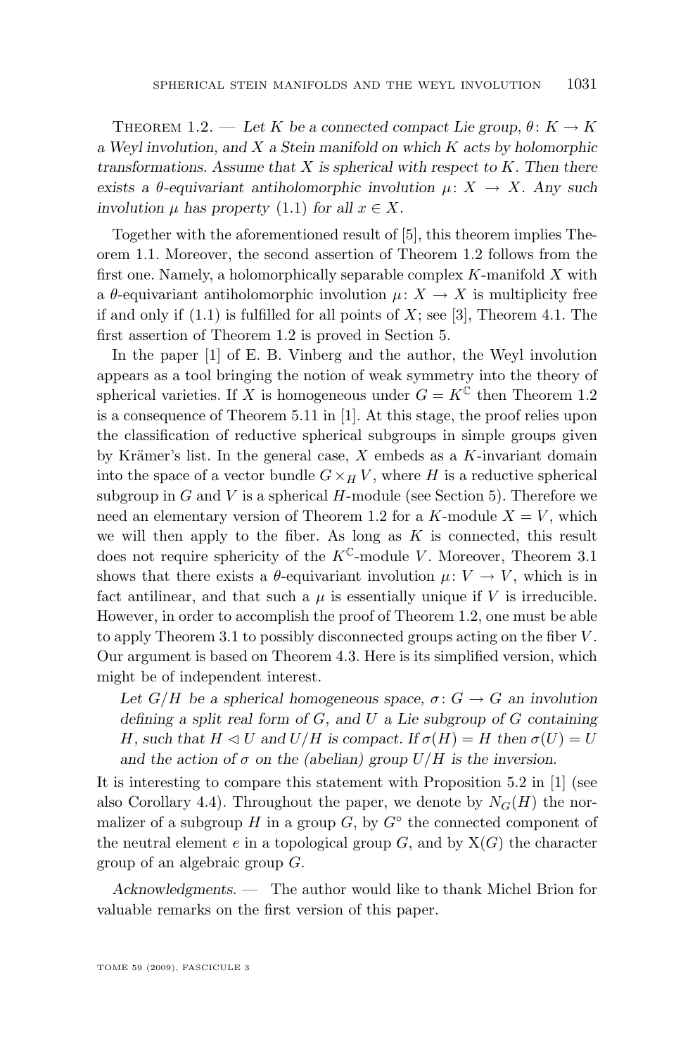Theorem 1.2. — *Let $K$ be a connected compact Lie group, $\theta\colon K \to K$ a Weyl involution, and $X$ a Stein manifold on which $K$ acts by holomorphic transformations. Assume that $X$ is spherical with respect to $K$. Then there exists a $\theta$-equivariant antiholomorphic involution $\mu\colon X \to X$. Any such involution $\mu$ has property* (1.1) *for all $x \in X$.*

Together with the aforementioned result of [5], this theorem implies Theorem 1.1. Moreover, the second assertion of Theorem 1.2 follows from the first one. Namely, a holomorphically separable complex $K$-manifold $X$ with a $\theta$-equivariant antiholomorphic involution $\mu\colon X \to X$ is multiplicity free if and only if (1.1) is fulfilled for all points of $X$; see [3], Theorem 4.1. The first assertion of Theorem 1.2 is proved in Section 5.

In the paper [1] of E. B. Vinberg and the author, the Weyl involution appears as a tool bringing the notion of weak symmetry into the theory of spherical varieties. If $X$ is homogeneous under $G = K^{\mathbb{C}}$ then Theorem 1.2 is a consequence of Theorem 5.11 in [1]. At this stage, the proof relies upon the classification of reductive spherical subgroups in simple groups given by Krämer's list. In the general case, $X$ embeds as a $K$-invariant domain into the space of a vector bundle $G \times_H V$, where $H$ is a reductive spherical subgroup in $G$ and $V$ is a spherical $H$-module (see Section 5). Therefore we need an elementary version of Theorem 1.2 for a $K$-module $X = V$, which we will then apply to the fiber. As long as $K$ is connected, this result does not require sphericity of the $K^{\mathbb{C}}$-module $V$. Moreover, Theorem 3.1 shows that there exists a $\theta$-equivariant involution $\mu\colon V \to V$, which is in fact antilinear, and that such a $\mu$ is essentially unique if $V$ is irreducible. However, in order to accomplish the proof of Theorem 1.2, one must be able to apply Theorem 3.1 to possibly disconnected groups acting on the fiber $V$. Our argument is based on Theorem 4.3. Here is its simplified version, which might be of independent interest.

> *Let $G/H$ be a spherical homogeneous space, $\sigma\colon G \to G$ an involution defining a split real form of $G$, and $U$ a Lie subgroup of $G$ containing $H$, such that $H \lhd U$ and $U/H$ is compact. If $\sigma(H) = H$ then $\sigma(U) = U$ and the action of $\sigma$ on the (abelian) group $U/H$ is the inversion.*

It is interesting to compare this statement with Proposition 5.2 in [1] (see also Corollary 4.4). Throughout the paper, we denote by $N_G(H)$ the normalizer of a subgroup $H$ in a group $G$, by $G^\circ$ the connected component of the neutral element $e$ in a topological group $G$, and by $\mathrm{X}(G)$ the character group of an algebraic group $G$.

*Acknowledgments.* — The author would like to thank Michel Brion for valuable remarks on the first version of this paper.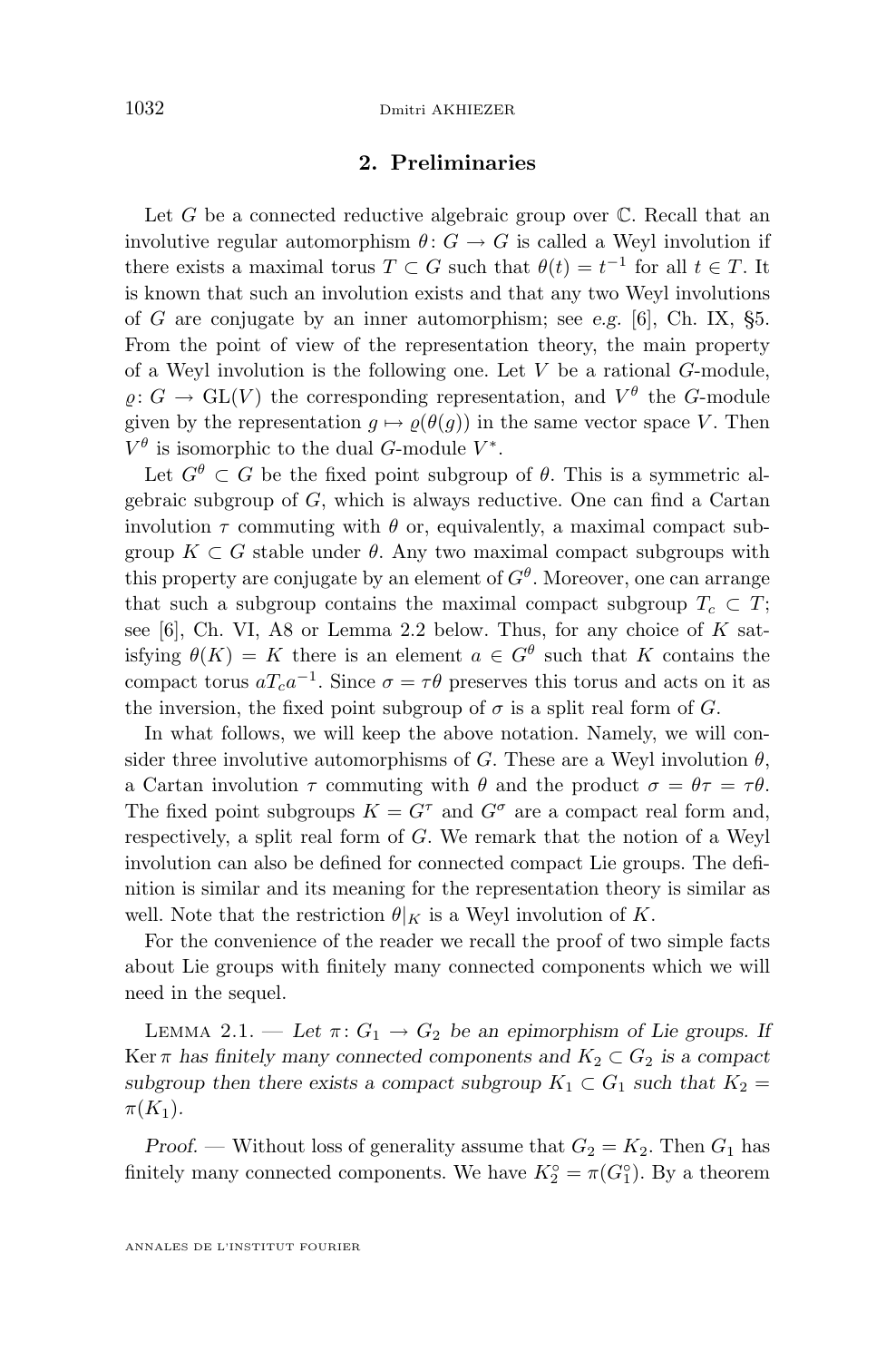## 2. Preliminaries

Let $G$ be a connected reductive algebraic group over $\mathbb{C}$. Recall that an involutive regular automorphism $\theta\colon G \to G$ is called a Weyl involution if there exists a maximal torus $T \subset G$ such that $\theta(t) = t^{-1}$ for all $t \in T$. It is known that such an involution exists and that any two Weyl involutions of $G$ are conjugate by an inner automorphism; see *e.g.* [6], Ch. IX, §5. From the point of view of the representation theory, the main property of a Weyl involution is the following one. Let $V$ be a rational $G$-module, $\varrho\colon G \to \mathrm{GL}(V)$ the corresponding representation, and $V^\theta$ the $G$-module given by the representation $g \mapsto \varrho(\theta(g))$ in the same vector space $V$. Then $V^\theta$ is isomorphic to the dual $G$-module $V^*$.

Let $G^\theta \subset G$ be the fixed point subgroup of $\theta$. This is a symmetric algebraic subgroup of $G$, which is always reductive. One can find a Cartan involution $\tau$ commuting with $\theta$ or, equivalently, a maximal compact subgroup $K \subset G$ stable under $\theta$. Any two maximal compact subgroups with this property are conjugate by an element of $G^\theta$. Moreover, one can arrange that such a subgroup contains the maximal compact subgroup $T_c \subset T$; see [6], Ch. VI, A8 or Lemma 2.2 below. Thus, for any choice of $K$ satisfying $\theta(K) = K$ there is an element $a \in G^\theta$ such that $K$ contains the compact torus $aT_ca^{-1}$. Since $\sigma = \tau\theta$ preserves this torus and acts on it as the inversion, the fixed point subgroup of $\sigma$ is a split real form of $G$.

In what follows, we will keep the above notation. Namely, we will consider three involutive automorphisms of $G$. These are a Weyl involution $\theta$, a Cartan involution $\tau$ commuting with $\theta$ and the product $\sigma = \theta\tau = \tau\theta$. The fixed point subgroups $K = G^\tau$ and $G^\sigma$ are a compact real form and, respectively, a split real form of $G$. We remark that the notion of a Weyl involution can also be defined for connected compact Lie groups. The definition is similar and its meaning for the representation theory is similar as well. Note that the restriction $\theta|_K$ is a Weyl involution of $K$.

For the convenience of the reader we recall the proof of two simple facts about Lie groups with finitely many connected components which we will need in the sequel.

Lemma 2.1. — *Let $\pi\colon G_1 \to G_2$ be an epimorphism of Lie groups. If $\operatorname{Ker}\pi$ has finitely many connected components and $K_2 \subset G_2$ is a compact subgroup then there exists a compact subgroup $K_1 \subset G_1$ such that $K_2 = \pi(K_1)$.*

*Proof.* — Without loss of generality assume that $G_2 = K_2$. Then $G_1$ has finitely many connected components. We have $K_2^\circ = \pi(G_1^\circ)$. By a theorem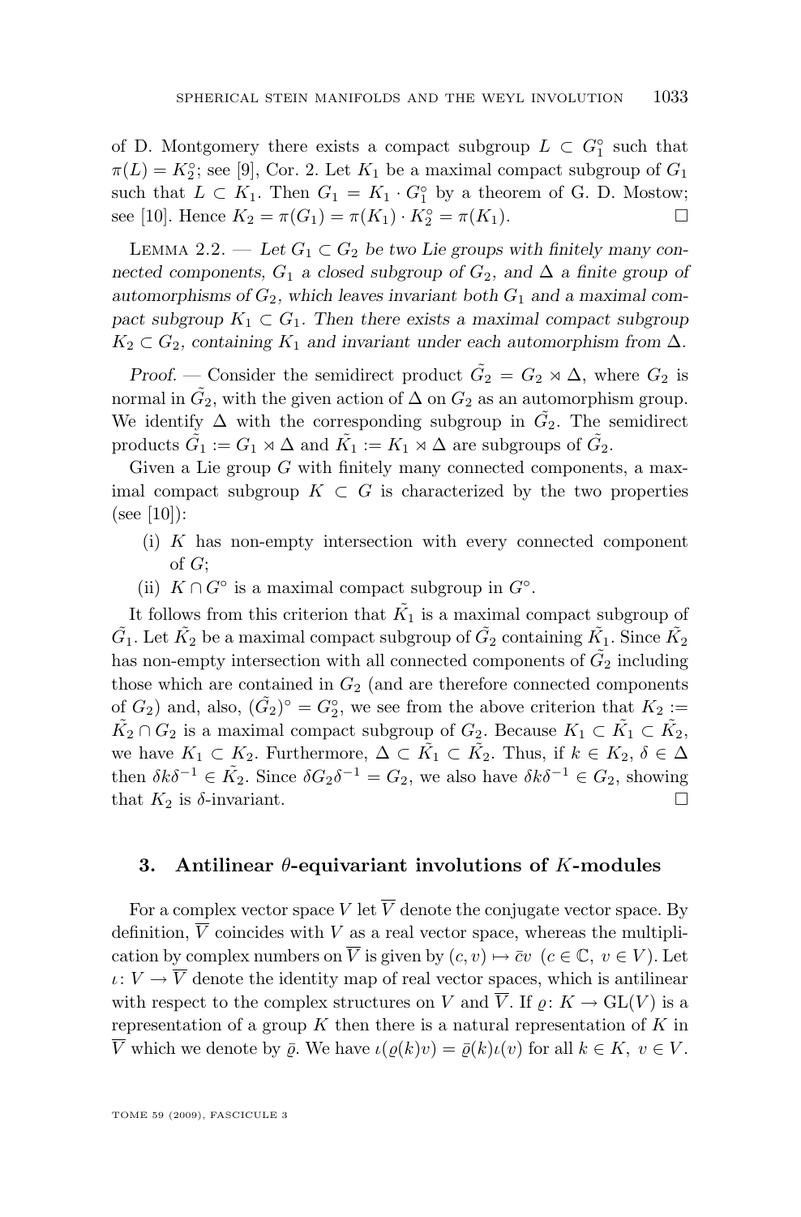of D. Montgomery there exists a compact subgroup $L \subset G_1^\circ$ such that $\pi(L) = K_2^\circ$; see [9], Cor. 2. Let $K_1$ be a maximal compact subgroup of $G_1$ such that $L \subset K_1$. Then $G_1 = K_1 \cdot G_1^\circ$ by a theorem of G. D. Mostow; see [10]. Hence $K_2 = \pi(G_1) = \pi(K_1) \cdot K_2^\circ = \pi(K_1)$. □

Lemma 2.2. — *Let $G_1 \subset G_2$ be two Lie groups with finitely many connected components, $G_1$ a closed subgroup of $G_2$, and $\Delta$ a finite group of automorphisms of $G_2$, which leaves invariant both $G_1$ and a maximal compact subgroup $K_1 \subset G_1$. Then there exists a maximal compact subgroup $K_2 \subset G_2$, containing $K_1$ and invariant under each automorphism from $\Delta$.*

*Proof.* — Consider the semidirect product $\tilde{G}_2 = G_2 \rtimes \Delta$, where $G_2$ is normal in $\tilde{G}_2$, with the given action of $\Delta$ on $G_2$ as an automorphism group. We identify $\Delta$ with the corresponding subgroup in $\tilde{G}_2$. The semidirect products $\tilde{G}_1 := G_1 \rtimes \Delta$ and $\tilde{K}_1 := K_1 \rtimes \Delta$ are subgroups of $\tilde{G}_2$.

Given a Lie group $G$ with finitely many connected components, a maximal compact subgroup $K \subset G$ is characterized by the two properties (see [10]):

(i) $K$ has non-empty intersection with every connected component of $G$;

(ii) $K \cap G^\circ$ is a maximal compact subgroup in $G^\circ$.

It follows from this criterion that $\tilde{K}_1$ is a maximal compact subgroup of $\tilde{G}_1$. Let $\tilde{K}_2$ be a maximal compact subgroup of $\tilde{G}_2$ containing $\tilde{K}_1$. Since $\tilde{K}_2$ has non-empty intersection with all connected components of $\tilde{G}_2$ including those which are contained in $G_2$ (and are therefore connected components of $G_2$) and, also, $(\tilde{G}_2)^\circ = G_2^\circ$, we see from the above criterion that $K_2 := \tilde{K}_2 \cap G_2$ is a maximal compact subgroup of $G_2$. Because $K_1 \subset \tilde{K}_1 \subset \tilde{K}_2$, we have $K_1 \subset K_2$. Furthermore, $\Delta \subset \tilde{K}_1 \subset \tilde{K}_2$. Thus, if $k \in K_2$, $\delta \in \Delta$ then $\delta k \delta^{-1} \in \tilde{K}_2$. Since $\delta G_2 \delta^{-1} = G_2$, we also have $\delta k \delta^{-1} \in G_2$, showing that $K_2$ is $\delta$-invariant. □

## 3. Antilinear $\theta$-equivariant involutions of $K$-modules

For a complex vector space $V$ let $\overline{V}$ denote the conjugate vector space. By definition, $\overline{V}$ coincides with $V$ as a real vector space, whereas the multiplication by complex numbers on $\overline{V}$ is given by $(c, v) \mapsto \bar{c}v$ $(c \in \mathbb{C},\ v \in V)$. Let $\iota \colon V \to \overline{V}$ denote the identity map of real vector spaces, which is antilinear with respect to the complex structures on $V$ and $\overline{V}$. If $\varrho \colon K \to \mathrm{GL}(V)$ is a representation of a group $K$ then there is a natural representation of $K$ in $\overline{V}$ which we denote by $\bar{\varrho}$. We have $\iota(\varrho(k)v) = \bar{\varrho}(k)\iota(v)$ for all $k \in K$, $v \in V$.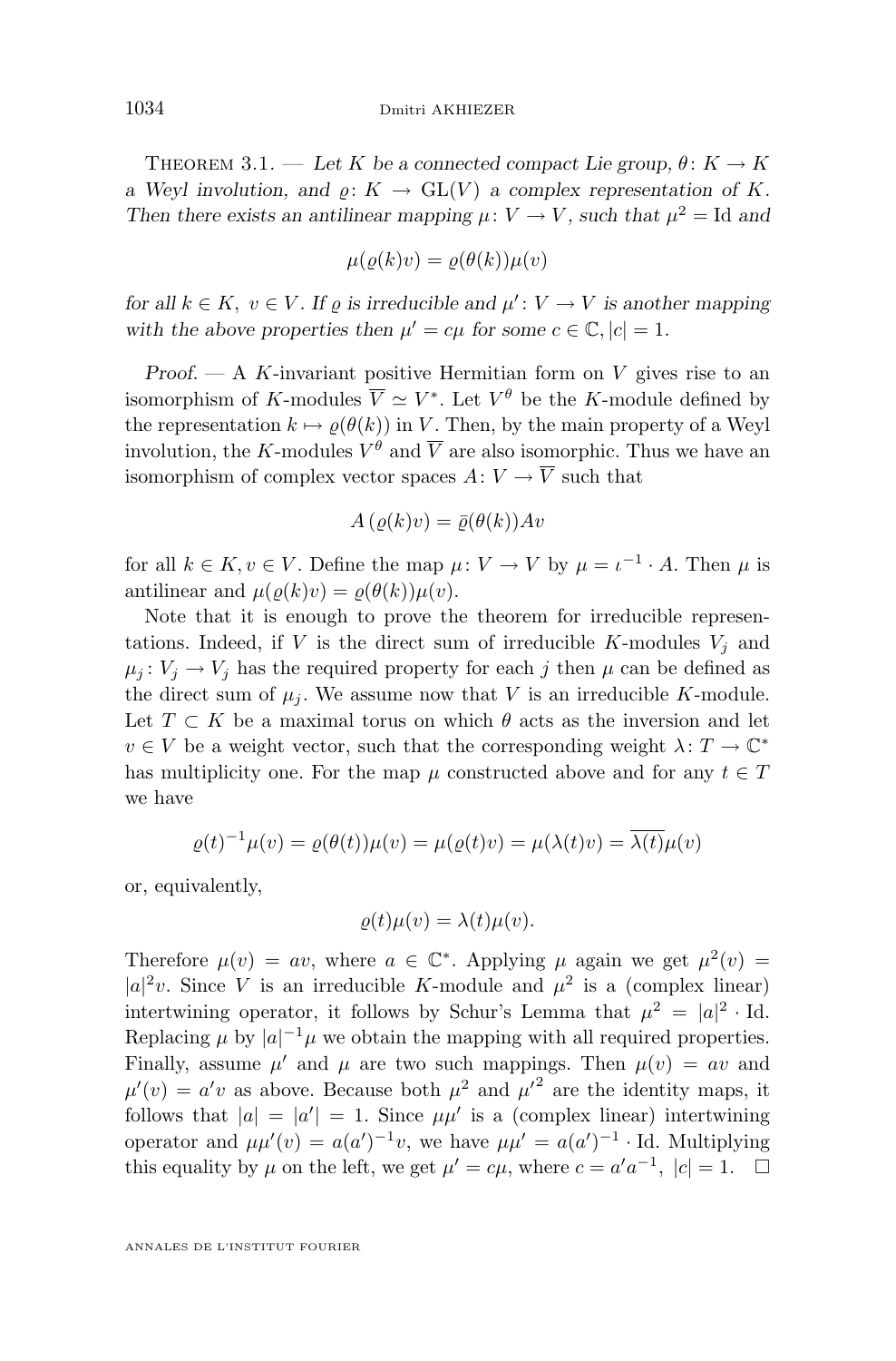Theorem 3.1. — *Let $K$ be a connected compact Lie group, $\theta\colon K \to K$ a Weyl involution, and $\varrho\colon K \to \mathrm{GL}(V)$ a complex representation of $K$. Then there exists an antilinear mapping $\mu\colon V \to V$, such that $\mu^2 = \mathrm{Id}$ and*

$$\mu(\varrho(k)v) = \varrho(\theta(k))\mu(v)$$

*for all $k \in K,\ v \in V$. If $\varrho$ is irreducible and $\mu'\colon V \to V$ is another mapping with the above properties then $\mu' = c\mu$ for some $c \in \mathbb{C}, |c| = 1$.*

*Proof.* — A $K$-invariant positive Hermitian form on $V$ gives rise to an isomorphism of $K$-modules $\overline{V} \simeq V^*$. Let $V^\theta$ be the $K$-module defined by the representation $k \mapsto \varrho(\theta(k))$ in $V$. Then, by the main property of a Weyl involution, the $K$-modules $V^\theta$ and $\overline{V}$ are also isomorphic. Thus we have an isomorphism of complex vector spaces $A\colon V \to \overline{V}$ such that

$$A\left(\varrho(k)v\right) = \bar{\varrho}(\theta(k))Av$$

for all $k \in K, v \in V$. Define the map $\mu\colon V \to V$ by $\mu = \iota^{-1} \cdot A$. Then $\mu$ is antilinear and $\mu(\varrho(k)v) = \varrho(\theta(k))\mu(v)$.

Note that it is enough to prove the theorem for irreducible representations. Indeed, if $V$ is the direct sum of irreducible $K$-modules $V_j$ and $\mu_j\colon V_j \to V_j$ has the required property for each $j$ then $\mu$ can be defined as the direct sum of $\mu_j$. We assume now that $V$ is an irreducible $K$-module. Let $T \subset K$ be a maximal torus on which $\theta$ acts as the inversion and let $v \in V$ be a weight vector, such that the corresponding weight $\lambda\colon T \to \mathbb{C}^*$ has multiplicity one. For the map $\mu$ constructed above and for any $t \in T$ we have

$$\varrho(t)^{-1}\mu(v) = \varrho(\theta(t))\mu(v) = \mu(\varrho(t)v) = \mu(\lambda(t)v) = \overline{\lambda(t)}\mu(v)$$

or, equivalently,

$$\varrho(t)\mu(v) = \lambda(t)\mu(v).$$

Therefore $\mu(v) = av$, where $a \in \mathbb{C}^*$. Applying $\mu$ again we get $\mu^2(v) = |a|^2 v$. Since $V$ is an irreducible $K$-module and $\mu^2$ is a (complex linear) intertwining operator, it follows by Schur's Lemma that $\mu^2 = |a|^2 \cdot \mathrm{Id}$. Replacing $\mu$ by $|a|^{-1}\mu$ we obtain the mapping with all required properties. Finally, assume $\mu'$ and $\mu$ are two such mappings. Then $\mu(v) = av$ and $\mu'(v) = a'v$ as above. Because both $\mu^2$ and ${\mu'}^2$ are the identity maps, it follows that $|a| = |a'| = 1$. Since $\mu\mu'$ is a (complex linear) intertwining operator and $\mu\mu'(v) = a(a')^{-1}v$, we have $\mu\mu' = a(a')^{-1} \cdot \mathrm{Id}$. Multiplying this equality by $\mu$ on the left, we get $\mu' = c\mu$, where $c = a'a^{-1},\ |c| = 1$. $\square$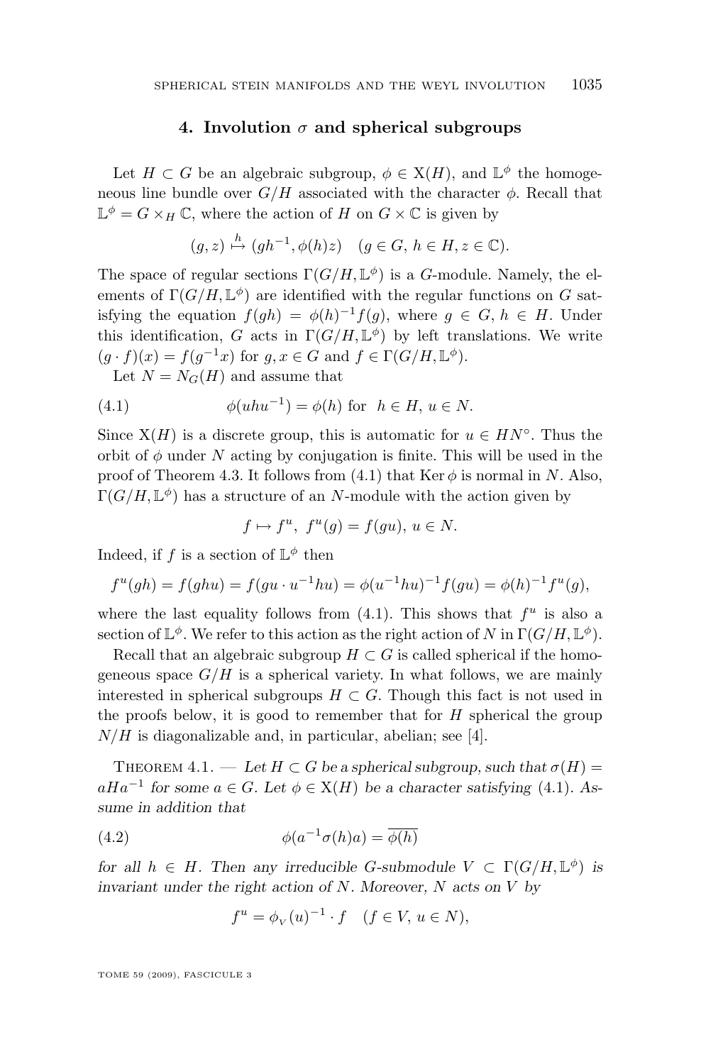## 4. Involution $\sigma$ and spherical subgroups

Let $H \subset G$ be an algebraic subgroup, $\phi \in \mathrm{X}(H)$, and $\mathbb{L}^\phi$ the homogeneous line bundle over $G/H$ associated with the character $\phi$. Recall that $\mathbb{L}^\phi = G \times_H \mathbb{C}$, where the action of $H$ on $G \times \mathbb{C}$ is given by

$$(g, z) \stackrel{h}{\mapsto} (gh^{-1}, \phi(h)z) \quad (g \in G,\, h \in H, z \in \mathbb{C}).$$

The space of regular sections $\Gamma(G/H, \mathbb{L}^\phi)$ is a $G$-module. Namely, the elements of $\Gamma(G/H, \mathbb{L}^\phi)$ are identified with the regular functions on $G$ satisfying the equation $f(gh) = \phi(h)^{-1} f(g)$, where $g \in G$, $h \in H$. Under this identification, $G$ acts in $\Gamma(G/H, \mathbb{L}^\phi)$ by left translations. We write $(g \cdot f)(x) = f(g^{-1}x)$ for $g, x \in G$ and $f \in \Gamma(G/H, \mathbb{L}^\phi)$.

Let $N = N_G(H)$ and assume that

$$\phi(uhu^{-1}) = \phi(h) \text{ for } \; h \in H,\, u \in N. \tag{4.1}$$

Since $\mathrm{X}(H)$ is a discrete group, this is automatic for $u \in HN^\circ$. Thus the orbit of $\phi$ under $N$ acting by conjugation is finite. This will be used in the proof of Theorem 4.3. It follows from (4.1) that $\operatorname{Ker} \phi$ is normal in $N$. Also, $\Gamma(G/H, \mathbb{L}^\phi)$ has a structure of an $N$-module with the action given by

$$f \mapsto f^u, \; f^u(g) = f(gu),\, u \in N.$$

Indeed, if $f$ is a section of $\mathbb{L}^\phi$ then

$$f^u(gh) = f(ghu) = f(gu \cdot u^{-1}hu) = \phi(u^{-1}hu)^{-1} f(gu) = \phi(h)^{-1} f^u(g),$$

where the last equality follows from (4.1). This shows that $f^u$ is also a section of $\mathbb{L}^\phi$. We refer to this action as the right action of $N$ in $\Gamma(G/H, \mathbb{L}^\phi)$.

Recall that an algebraic subgroup $H \subset G$ is called spherical if the homogeneous space $G/H$ is a spherical variety. In what follows, we are mainly interested in spherical subgroups $H \subset G$. Though this fact is not used in the proofs below, it is good to remember that for $H$ spherical the group $N/H$ is diagonalizable and, in particular, abelian; see [4].

Theorem 4.1. — *Let $H \subset G$ be a spherical subgroup, such that $\sigma(H) = aHa^{-1}$ for some $a \in G$. Let $\phi \in \mathrm{X}(H)$ be a character satisfying (4.1). Assume in addition that*

$$\phi(a^{-1}\sigma(h)a) = \overline{\phi(h)} \tag{4.2}$$

*for all $h \in H$. Then any irreducible $G$-submodule $V \subset \Gamma(G/H, \mathbb{L}^\phi)$ is invariant under the right action of $N$. Moreover, $N$ acts on $V$ by*

$$f^u = \phi_{V}(u)^{-1} \cdot f \quad (f \in V,\, u \in N),$$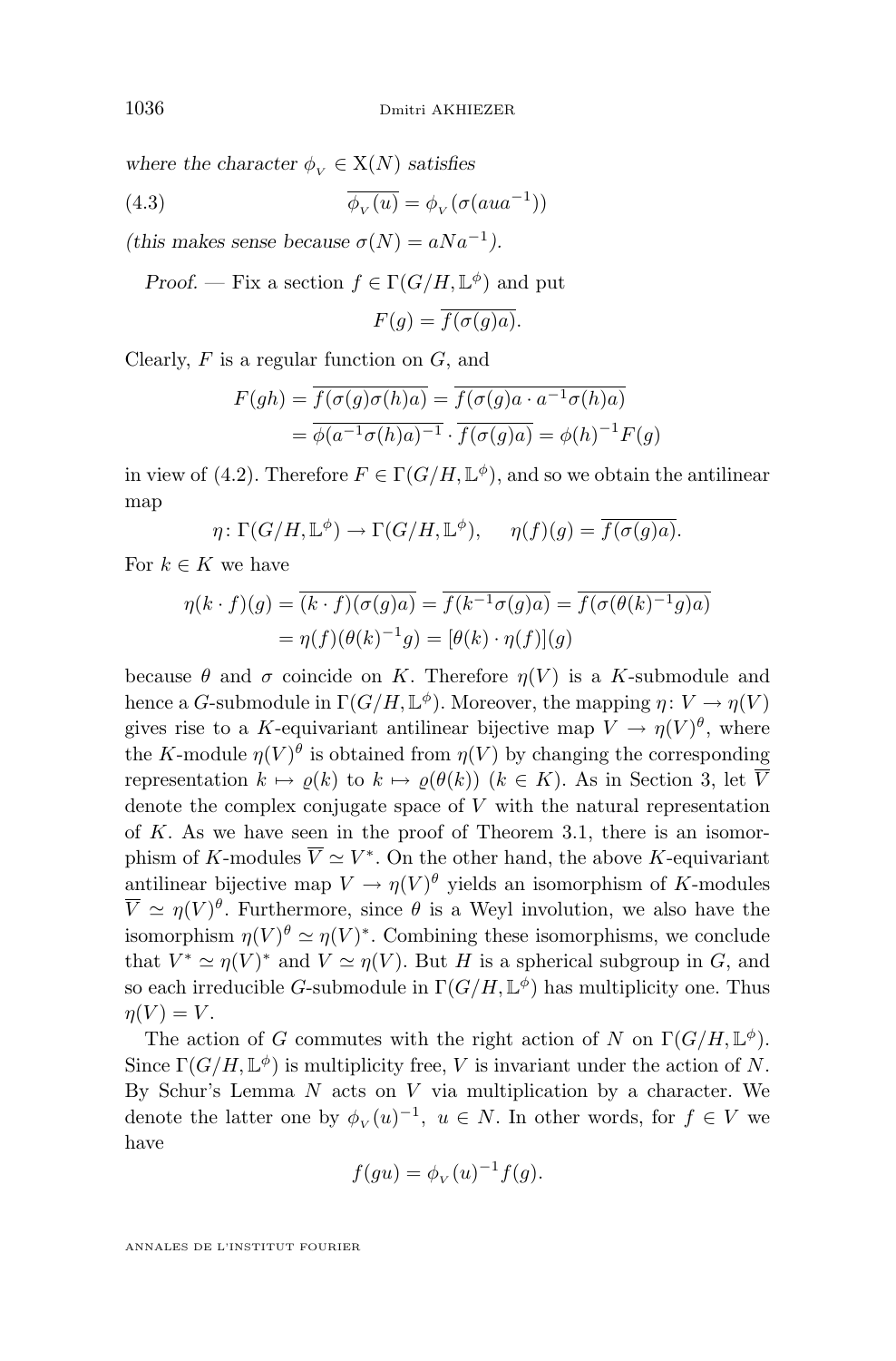*where the character $\phi_{_V} \in \mathrm{X}(N)$ satisfies*

$$\overline{\phi_{_V}(u)} = \phi_{_V}(\sigma(aua^{-1})) \tag{4.3}$$

*(this makes sense because $\sigma(N) = aNa^{-1}$).*

*Proof.* — Fix a section $f \in \Gamma(G/H, \mathbb{L}^\phi)$ and put

$$F(g) = \overline{f(\sigma(g)a)}.$$

Clearly, $F$ is a regular function on $G$, and

$$\begin{aligned} F(gh) &= \overline{f(\sigma(g)\sigma(h)a)} = \overline{f(\sigma(g)a \cdot a^{-1}\sigma(h)a)} \\ &= \overline{\phi(a^{-1}\sigma(h)a)^{-1}} \cdot \overline{f(\sigma(g)a)} = \phi(h)^{-1}F(g) \end{aligned}$$

in view of (4.2). Therefore $F \in \Gamma(G/H, \mathbb{L}^\phi)$, and so we obtain the antilinear map

$$\eta \colon \Gamma(G/H, \mathbb{L}^\phi) \to \Gamma(G/H, \mathbb{L}^\phi), \qquad \eta(f)(g) = \overline{f(\sigma(g)a)}.$$

For $k \in K$ we have

$$\begin{aligned} \eta(k \cdot f)(g) &= \overline{(k \cdot f)(\sigma(g)a)} = \overline{f(k^{-1}\sigma(g)a)} = \overline{f(\sigma(\theta(k)^{-1}g)a)} \\ &= \eta(f)(\theta(k)^{-1}g) = [\theta(k) \cdot \eta(f)](g) \end{aligned}$$

because $\theta$ and $\sigma$ coincide on $K$. Therefore $\eta(V)$ is a $K$-submodule and hence a $G$-submodule in $\Gamma(G/H, \mathbb{L}^\phi)$. Moreover, the mapping $\eta \colon V \to \eta(V)$ gives rise to a $K$-equivariant antilinear bijective map $V \to \eta(V)^\theta$, where the $K$-module $\eta(V)^\theta$ is obtained from $\eta(V)$ by changing the corresponding representation $k \mapsto \varrho(k)$ to $k \mapsto \varrho(\theta(k))$ $(k \in K)$. As in Section 3, let $\overline{V}$ denote the complex conjugate space of $V$ with the natural representation of $K$. As we have seen in the proof of Theorem 3.1, there is an isomorphism of $K$-modules $\overline{V} \simeq V^*$. On the other hand, the above $K$-equivariant antilinear bijective map $V \to \eta(V)^\theta$ yields an isomorphism of $K$-modules $\overline{V} \simeq \eta(V)^\theta$. Furthermore, since $\theta$ is a Weyl involution, we also have the isomorphism $\eta(V)^\theta \simeq \eta(V)^*$. Combining these isomorphisms, we conclude that $V^* \simeq \eta(V)^*$ and $V \simeq \eta(V)$. But $H$ is a spherical subgroup in $G$, and so each irreducible $G$-submodule in $\Gamma(G/H, \mathbb{L}^\phi)$ has multiplicity one. Thus $\eta(V) = V$.

The action of $G$ commutes with the right action of $N$ on $\Gamma(G/H, \mathbb{L}^\phi)$. Since $\Gamma(G/H, \mathbb{L}^\phi)$ is multiplicity free, $V$ is invariant under the action of $N$. By Schur's Lemma $N$ acts on $V$ via multiplication by a character. We denote the latter one by $\phi_{_V}(u)^{-1}$, $u \in N$. In other words, for $f \in V$ we have

$$f(gu) = \phi_{_V}(u)^{-1} f(g).$$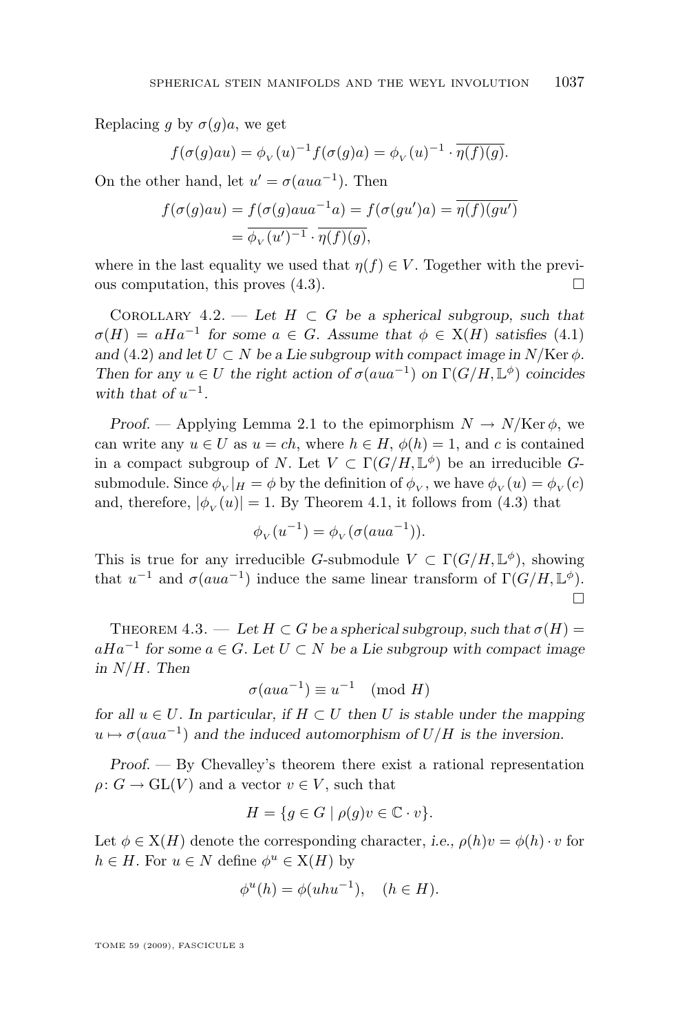Replacing $g$ by $\sigma(g)a$, we get

$$f(\sigma(g)au) = \phi_{_V}(u)^{-1} f(\sigma(g)a) = \phi_{_V}(u)^{-1} \cdot \overline{\eta(f)(g)}.$$

On the other hand, let $u' = \sigma(aua^{-1})$. Then

$$\begin{aligned} f(\sigma(g)au) &= f(\sigma(g)aua^{-1}a) = f(\sigma(gu')a) = \overline{\eta(f)(gu')} \\ &= \overline{\phi_{_V}(u')^{-1}} \cdot \overline{\eta(f)(g)}, \end{aligned}$$

where in the last equality we used that $\eta(f) \in V$. Together with the previous computation, this proves (4.3). $\square$

Corollary 4.2. — *Let $H \subset G$ be a spherical subgroup, such that $\sigma(H) = aHa^{-1}$ for some $a \in G$. Assume that $\phi \in \mathrm{X}(H)$ satisfies (4.1) and (4.2) and let $U \subset N$ be a Lie subgroup with compact image in $N/\mathrm{Ker}\,\phi$. Then for any $u \in U$ the right action of $\sigma(aua^{-1})$ on $\Gamma(G/H, \mathbb{L}^\phi)$ coincides with that of $u^{-1}$.*

*Proof.* — Applying Lemma 2.1 to the epimorphism $N \to N/\mathrm{Ker}\,\phi$, we can write any $u \in U$ as $u = ch$, where $h \in H$, $\phi(h) = 1$, and $c$ is contained in a compact subgroup of $N$. Let $V \subset \Gamma(G/H, \mathbb{L}^\phi)$ be an irreducible $G$-submodule. Since $\phi_{_V}|_H = \phi$ by the definition of $\phi_{_V}$, we have $\phi_{_V}(u) = \phi_{_V}(c)$ and, therefore, $|\phi_{_V}(u)| = 1$. By Theorem 4.1, it follows from (4.3) that

$$\phi_{_V}(u^{-1}) = \phi_{_V}(\sigma(aua^{-1})).$$

This is true for any irreducible $G$-submodule $V \subset \Gamma(G/H, \mathbb{L}^\phi)$, showing that $u^{-1}$ and $\sigma(aua^{-1})$ induce the same linear transform of $\Gamma(G/H, \mathbb{L}^\phi)$. $\square$

Theorem 4.3. — *Let $H \subset G$ be a spherical subgroup, such that $\sigma(H) = aHa^{-1}$ for some $a \in G$. Let $U \subset N$ be a Lie subgroup with compact image in $N/H$. Then*

$$\sigma(aua^{-1}) \equiv u^{-1} \pmod{H}$$

*for all $u \in U$. In particular, if $H \subset U$ then $U$ is stable under the mapping $u \mapsto \sigma(aua^{-1})$ and the induced automorphism of $U/H$ is the inversion.*

*Proof.* — By Chevalley's theorem there exist a rational representation $\rho \colon G \to \mathrm{GL}(V)$ and a vector $v \in V$, such that

$$H = \{g \in G \mid \rho(g)v \in \mathbb{C} \cdot v\}.$$

Let $\phi \in \mathrm{X}(H)$ denote the corresponding character, *i.e.*, $\rho(h)v = \phi(h) \cdot v$ for $h \in H$. For $u \in N$ define $\phi^u \in \mathrm{X}(H)$ by

$$\phi^u(h) = \phi(uhu^{-1}), \quad (h \in H).$$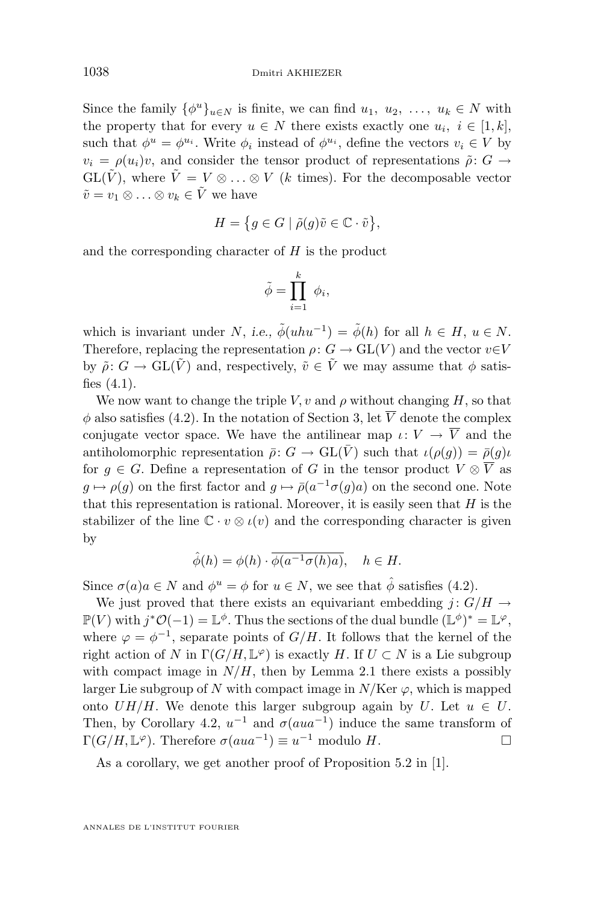Since the family $\{\phi^u\}_{u\in N}$ is finite, we can find $u_1, u_2, \ldots, u_k \in N$ with the property that for every $u \in N$ there exists exactly one $u_i$, $i \in [1,k]$, such that $\phi^u = \phi^{u_i}$. Write $\phi_i$ instead of $\phi^{u_i}$, define the vectors $v_i \in V$ by $v_i = \rho(u_i)v$, and consider the tensor product of representations $\tilde{\rho}\colon G \to \mathrm{GL}(\tilde{V})$, where $\tilde{V} = V \otimes \ldots \otimes V$ ($k$ times). For the decomposable vector $\tilde{v} = v_1 \otimes \ldots \otimes v_k \in \tilde{V}$ we have

$$H = \{g \in G \mid \tilde{\rho}(g)\tilde{v} \in \mathbb{C}\cdot\tilde{v}\},$$

and the corresponding character of $H$ is the product

$$\tilde{\phi} = \prod_{i=1}^{k} \phi_i,$$

which is invariant under $N$, *i.e.*, $\tilde{\phi}(uhu^{-1}) = \tilde{\phi}(h)$ for all $h \in H$, $u \in N$. Therefore, replacing the representation $\rho\colon G \to \mathrm{GL}(V)$ and the vector $v \in V$ by $\tilde{\rho}\colon G \to \mathrm{GL}(\tilde{V})$ and, respectively, $\tilde{v} \in \tilde{V}$ we may assume that $\phi$ satisfies (4.1).

We now want to change the triple $V, v$ and $\rho$ without changing $H$, so that $\phi$ also satisfies (4.2). In the notation of Section 3, let $\overline{V}$ denote the complex conjugate vector space. We have the antilinear map $\iota\colon V \to \overline{V}$ and the antiholomorphic representation $\bar{\rho}\colon G \to \mathrm{GL}(\bar{V})$ such that $\iota(\rho(g)) = \bar{\rho}(g)\iota$ for $g \in G$. Define a representation of $G$ in the tensor product $V \otimes \overline{V}$ as $g \mapsto \rho(g)$ on the first factor and $g \mapsto \bar{\rho}(a^{-1}\sigma(g)a)$ on the second one. Note that this representation is rational. Moreover, it is easily seen that $H$ is the stabilizer of the line $\mathbb{C}\cdot v \otimes \iota(v)$ and the corresponding character is given by

$$\hat{\phi}(h) = \phi(h)\cdot\overline{\phi(a^{-1}\sigma(h)a)}, \quad h \in H.$$

Since $\sigma(a)a \in N$ and $\phi^u = \phi$ for $u \in N$, we see that $\hat{\phi}$ satisfies (4.2).

We just proved that there exists an equivariant embedding $j\colon G/H \to \mathbb{P}(V)$ with $j^*\mathcal{O}(-1) = \mathbb{L}^\phi$. Thus the sections of the dual bundle $(\mathbb{L}^\phi)^* = \mathbb{L}^\varphi$, where $\varphi = \phi^{-1}$, separate points of $G/H$. It follows that the kernel of the right action of $N$ in $\Gamma(G/H, \mathbb{L}^\varphi)$ is exactly $H$. If $U \subset N$ is a Lie subgroup with compact image in $N/H$, then by Lemma 2.1 there exists a possibly larger Lie subgroup of $N$ with compact image in $N/\mathrm{Ker}\,\varphi$, which is mapped onto $UH/H$. We denote this larger subgroup again by $U$. Let $u \in U$. Then, by Corollary 4.2, $u^{-1}$ and $\sigma(aua^{-1})$ induce the same transform of $\Gamma(G/H, \mathbb{L}^\varphi)$. Therefore $\sigma(aua^{-1}) \equiv u^{-1}$ modulo $H$. □

As a corollary, we get another proof of Proposition 5.2 in [1].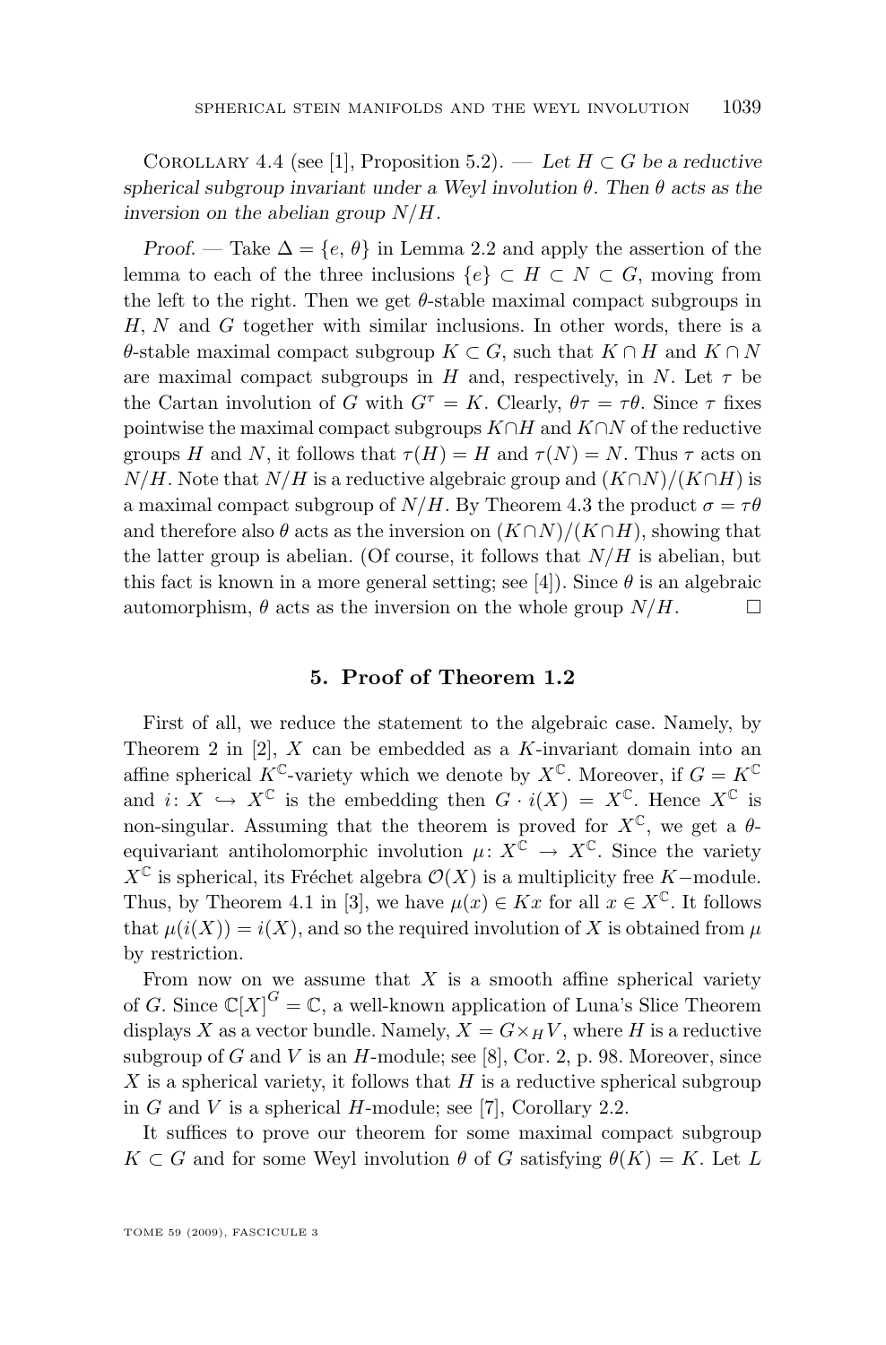Corollary 4.4 (see [1], Proposition 5.2). — *Let $H \subset G$ be a reductive spherical subgroup invariant under a Weyl involution $\theta$. Then $\theta$ acts as the inversion on the abelian group $N/H$.*

*Proof.* — Take $\Delta = \{e, \theta\}$ in Lemma 2.2 and apply the assertion of the lemma to each of the three inclusions $\{e\} \subset H \subset N \subset G$, moving from the left to the right. Then we get $\theta$-stable maximal compact subgroups in $H$, $N$ and $G$ together with similar inclusions. In other words, there is a $\theta$-stable maximal compact subgroup $K \subset G$, such that $K \cap H$ and $K \cap N$ are maximal compact subgroups in $H$ and, respectively, in $N$. Let $\tau$ be the Cartan involution of $G$ with $G^\tau = K$. Clearly, $\theta\tau = \tau\theta$. Since $\tau$ fixes pointwise the maximal compact subgroups $K \cap H$ and $K \cap N$ of the reductive groups $H$ and $N$, it follows that $\tau(H) = H$ and $\tau(N) = N$. Thus $\tau$ acts on $N/H$. Note that $N/H$ is a reductive algebraic group and $(K \cap N)/(K \cap H)$ is a maximal compact subgroup of $N/H$. By Theorem 4.3 the product $\sigma = \tau\theta$ and therefore also $\theta$ acts as the inversion on $(K \cap N)/(K \cap H)$, showing that the latter group is abelian. (Of course, it follows that $N/H$ is abelian, but this fact is known in a more general setting; see [4]). Since $\theta$ is an algebraic automorphism, $\theta$ acts as the inversion on the whole group $N/H$. □

## 5. Proof of Theorem 1.2

First of all, we reduce the statement to the algebraic case. Namely, by Theorem 2 in [2], $X$ can be embedded as a $K$-invariant domain into an affine spherical $K^{\mathbb{C}}$-variety which we denote by $X^{\mathbb{C}}$. Moreover, if $G = K^{\mathbb{C}}$ and $i\colon X \hookrightarrow X^{\mathbb{C}}$ is the embedding then $G \cdot i(X) = X^{\mathbb{C}}$. Hence $X^{\mathbb{C}}$ is non-singular. Assuming that the theorem is proved for $X^{\mathbb{C}}$, we get a $\theta$-equivariant antiholomorphic involution $\mu\colon X^{\mathbb{C}} \to X^{\mathbb{C}}$. Since the variety $X^{\mathbb{C}}$ is spherical, its Fréchet algebra $\mathcal{O}(X)$ is a multiplicity free $K$−module. Thus, by Theorem 4.1 in [3], we have $\mu(x) \in Kx$ for all $x \in X^{\mathbb{C}}$. It follows that $\mu(i(X)) = i(X)$, and so the required involution of $X$ is obtained from $\mu$ by restriction.

From now on we assume that $X$ is a smooth affine spherical variety of $G$. Since $\mathbb{C}[X]^G = \mathbb{C}$, a well-known application of Luna's Slice Theorem displays $X$ as a vector bundle. Namely, $X = G \times_H V$, where $H$ is a reductive subgroup of $G$ and $V$ is an $H$-module; see [8], Cor. 2, p. 98. Moreover, since $X$ is a spherical variety, it follows that $H$ is a reductive spherical subgroup in $G$ and $V$ is a spherical $H$-module; see [7], Corollary 2.2.

It suffices to prove our theorem for some maximal compact subgroup $K \subset G$ and for some Weyl involution $\theta$ of $G$ satisfying $\theta(K) = K$. Let $L$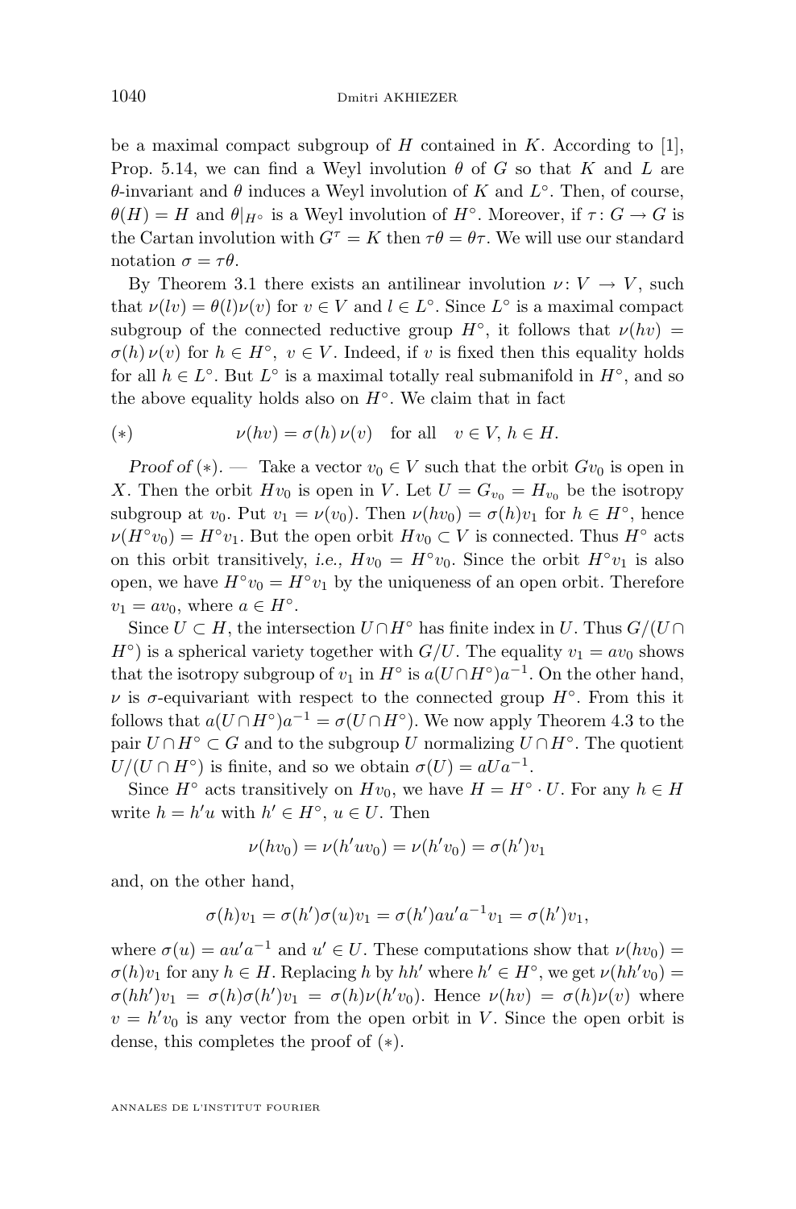be a maximal compact subgroup of $H$ contained in $K$. According to [1], Prop. 5.14, we can find a Weyl involution $\theta$ of $G$ so that $K$ and $L$ are $\theta$-invariant and $\theta$ induces a Weyl involution of $K$ and $L^\circ$. Then, of course, $\theta(H) = H$ and $\theta|_{H^\circ}$ is a Weyl involution of $H^\circ$. Moreover, if $\tau\colon G \to G$ is the Cartan involution with $G^\tau = K$ then $\tau\theta = \theta\tau$. We will use our standard notation $\sigma = \tau\theta$.

By Theorem 3.1 there exists an antilinear involution $\nu\colon V \to V$, such that $\nu(lv) = \theta(l)\nu(v)$ for $v \in V$ and $l \in L^\circ$. Since $L^\circ$ is a maximal compact subgroup of the connected reductive group $H^\circ$, it follows that $\nu(hv) = \sigma(h)\,\nu(v)$ for $h \in H^\circ$, $v \in V$. Indeed, if $v$ is fixed then this equality holds for all $h \in L^\circ$. But $L^\circ$ is a maximal totally real submanifold in $H^\circ$, and so the above equality holds also on $H^\circ$. We claim that in fact

$$(*) \qquad \nu(hv) = \sigma(h)\,\nu(v) \quad \text{for all} \quad v \in V,\, h \in H.$$

*Proof of* $(*)$. — Take a vector $v_0 \in V$ such that the orbit $Gv_0$ is open in $X$. Then the orbit $Hv_0$ is open in $V$. Let $U = G_{v_0} = H_{v_0}$ be the isotropy subgroup at $v_0$. Put $v_1 = \nu(v_0)$. Then $\nu(hv_0) = \sigma(h)v_1$ for $h \in H^\circ$, hence $\nu(H^\circ v_0) = H^\circ v_1$. But the open orbit $Hv_0 \subset V$ is connected. Thus $H^\circ$ acts on this orbit transitively, *i.e.*, $Hv_0 = H^\circ v_0$. Since the orbit $H^\circ v_1$ is also open, we have $H^\circ v_0 = H^\circ v_1$ by the uniqueness of an open orbit. Therefore $v_1 = av_0$, where $a \in H^\circ$.

Since $U \subset H$, the intersection $U \cap H^\circ$ has finite index in $U$. Thus $G/(U \cap H^\circ)$ is a spherical variety together with $G/U$. The equality $v_1 = av_0$ shows that the isotropy subgroup of $v_1$ in $H^\circ$ is $a(U\cap H^\circ)a^{-1}$. On the other hand, $\nu$ is $\sigma$-equivariant with respect to the connected group $H^\circ$. From this it follows that $a(U\cap H^\circ)a^{-1} = \sigma(U \cap H^\circ)$. We now apply Theorem 4.3 to the pair $U \cap H^\circ \subset G$ and to the subgroup $U$ normalizing $U \cap H^\circ$. The quotient $U/(U \cap H^\circ)$ is finite, and so we obtain $\sigma(U) = aUa^{-1}$.

Since $H^\circ$ acts transitively on $Hv_0$, we have $H = H^\circ \cdot U$. For any $h \in H$ write $h = h'u$ with $h' \in H^\circ$, $u \in U$. Then

$$\nu(hv_0) = \nu(h'uv_0) = \nu(h'v_0) = \sigma(h')v_1$$

and, on the other hand,

$$\sigma(h)v_1 = \sigma(h')\sigma(u)v_1 = \sigma(h')au'a^{-1}v_1 = \sigma(h')v_1,$$

where $\sigma(u) = au'a^{-1}$ and $u' \in U$. These computations show that $\nu(hv_0) = \sigma(h)v_1$ for any $h \in H$. Replacing $h$ by $hh'$ where $h' \in H^\circ$, we get $\nu(hh'v_0) = \sigma(hh')v_1 = \sigma(h)\sigma(h')v_1 = \sigma(h)\nu(h'v_0)$. Hence $\nu(hv) = \sigma(h)\nu(v)$ where $v = h'v_0$ is any vector from the open orbit in $V$. Since the open orbit is dense, this completes the proof of $(*)$.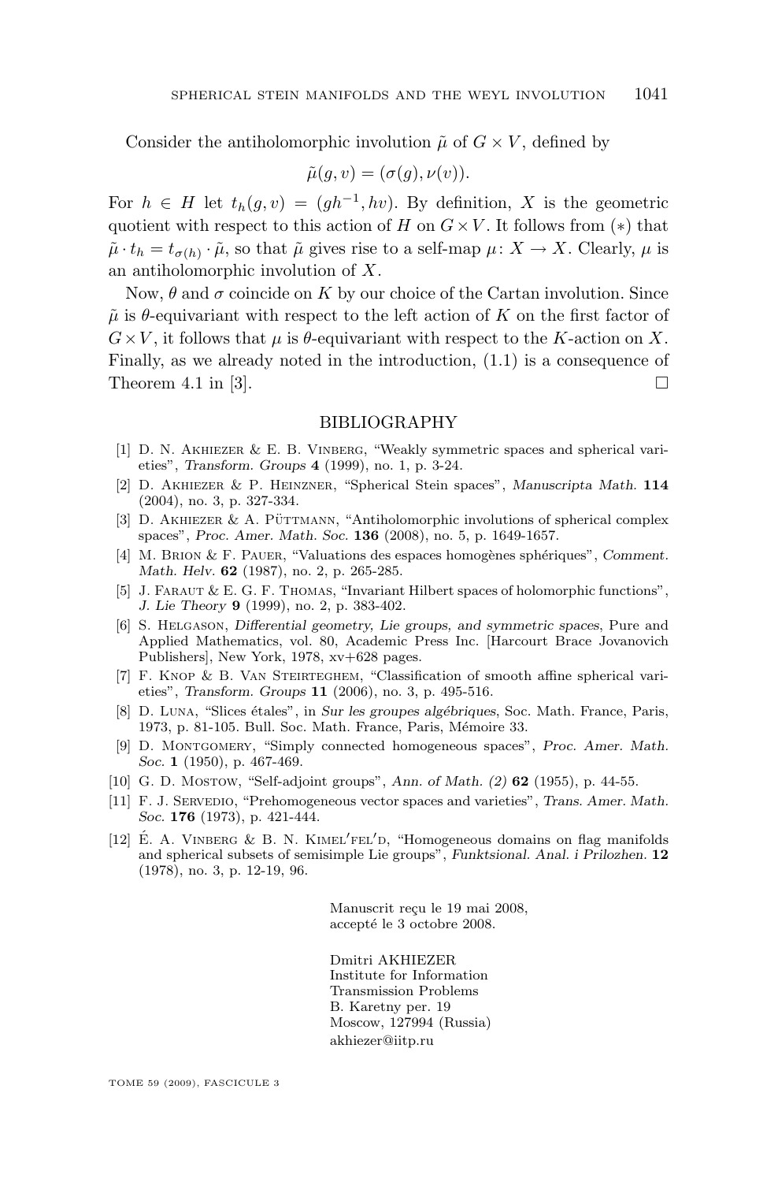Consider the antiholomorphic involution $\tilde{\mu}$ of $G \times V$, defined by

$$\tilde{\mu}(g, v) = (\sigma(g), \nu(v)).$$

For $h \in H$ let $t_h(g, v) = (gh^{-1}, hv)$. By definition, $X$ is the geometric quotient with respect to this action of $H$ on $G \times V$. It follows from $(*)$ that $\tilde{\mu} \cdot t_h = t_{\sigma(h)} \cdot \tilde{\mu}$, so that $\tilde{\mu}$ gives rise to a self-map $\mu \colon X \to X$. Clearly, $\mu$ is an antiholomorphic involution of $X$.

Now, $\theta$ and $\sigma$ coincide on $K$ by our choice of the Cartan involution. Since $\tilde{\mu}$ is $\theta$-equivariant with respect to the left action of $K$ on the first factor of $G \times V$, it follows that $\mu$ is $\theta$-equivariant with respect to the $K$-action on $X$. Finally, as we already noted in the introduction, (1.1) is a consequence of Theorem 4.1 in [3]. □

## BIBLIOGRAPHY

[1] D. N. Akhiezer & E. B. Vinberg, "Weakly symmetric spaces and spherical varieties", *Transform. Groups* **4** (1999), no. 1, p. 3-24.

[2] D. Akhiezer & P. Heinzner, "Spherical Stein spaces", *Manuscripta Math.* **114** (2004), no. 3, p. 327-334.

[3] D. Akhiezer & A. Püttmann, "Antiholomorphic involutions of spherical complex spaces", *Proc. Amer. Math. Soc.* **136** (2008), no. 5, p. 1649-1657.

[4] M. Brion & F. Pauer, "Valuations des espaces homogènes sphériques", *Comment. Math. Helv.* **62** (1987), no. 2, p. 265-285.

[5] J. Faraut & E. G. F. Thomas, "Invariant Hilbert spaces of holomorphic functions", *J. Lie Theory* **9** (1999), no. 2, p. 383-402.

[6] S. Helgason, *Differential geometry, Lie groups, and symmetric spaces*, Pure and Applied Mathematics, vol. 80, Academic Press Inc. [Harcourt Brace Jovanovich Publishers], New York, 1978, xv+628 pages.

[7] F. Knop & B. Van Steirteghem, "Classification of smooth affine spherical varieties", *Transform. Groups* **11** (2006), no. 3, p. 495-516.

[8] D. Luna, "Slices étales", in *Sur les groupes algébriques*, Soc. Math. France, Paris, 1973, p. 81-105. Bull. Soc. Math. France, Paris, Mémoire 33.

[9] D. Montgomery, "Simply connected homogeneous spaces", *Proc. Amer. Math. Soc.* **1** (1950), p. 467-469.

[10] G. D. Mostow, "Self-adjoint groups", *Ann. of Math. (2)* **62** (1955), p. 44-55.

[11] F. J. Servedio, "Prehomogeneous vector spaces and varieties", *Trans. Amer. Math. Soc.* **176** (1973), p. 421-444.

[12] É. A. Vinberg & B. N. Kimel′fel′d, "Homogeneous domains on flag manifolds and spherical subsets of semisimple Lie groups", *Funktsional. Anal. i Prilozhen.* **12** (1978), no. 3, p. 12-19, 96.

Manuscrit reçu le 19 mai 2008,
accepté le 3 octobre 2008.

Dmitri AKHIEZER
Institute for Information
Transmission Problems
B. Karetny per. 19
Moscow, 127994 (Russia)
akhiezer@iitp.ru